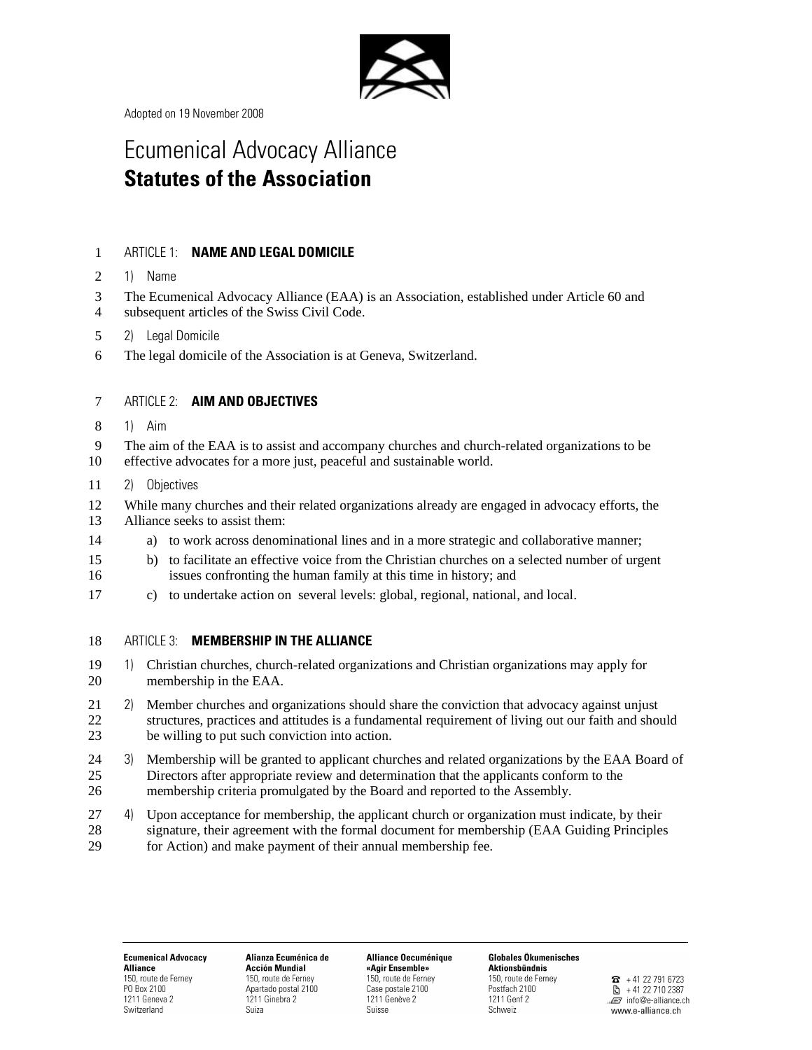Adopted on 19 November 2008

# Ecumenical Advocacy Alliance
# **Statutes of the Association**

## ARTICLE 1: **NAME AND LEGAL DOMICILE**

1) Name

The Ecumenical Advocacy Alliance (EAA) is an Association, established under Article 60 and subsequent articles of the Swiss Civil Code.

2) Legal Domicile

The legal domicile of the Association is at Geneva, Switzerland.

## ARTICLE 2: **AIM AND OBJECTIVES**

1) Aim

The aim of the EAA is to assist and accompany churches and church-related organizations to be effective advocates for a more just, peaceful and sustainable world.

2) Objectives

While many churches and their related organizations already are engaged in advocacy efforts, the Alliance seeks to assist them:

a) to work across denominational lines and in a more strategic and collaborative manner;

b) to facilitate an effective voice from the Christian churches on a selected number of urgent issues confronting the human family at this time in history; and

c) to undertake action on several levels: global, regional, national, and local.

## ARTICLE 3: **MEMBERSHIP IN THE ALLIANCE**

1) Christian churches, church-related organizations and Christian organizations may apply for membership in the EAA.

2) Member churches and organizations should share the conviction that advocacy against unjust structures, practices and attitudes is a fundamental requirement of living out our faith and should be willing to put such conviction into action.

3) Membership will be granted to applicant churches and related organizations by the EAA Board of Directors after appropriate review and determination that the applicants conform to the membership criteria promulgated by the Board and reported to the Assembly.

4) Upon acceptance for membership, the applicant church or organization must indicate, by their signature, their agreement with the formal document for membership (EAA Guiding Principles for Action) and make payment of their annual membership fee.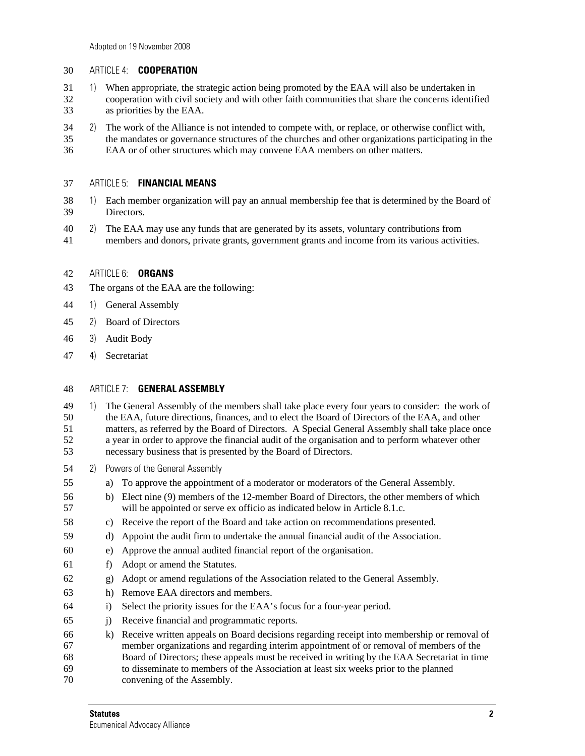## ARTICLE 4: **COOPERATION**

1) When appropriate, the strategic action being promoted by the EAA will also be undertaken in cooperation with civil society and with other faith communities that share the concerns identified as priorities by the EAA.

2) The work of the Alliance is not intended to compete with, or replace, or otherwise conflict with, the mandates or governance structures of the churches and other organizations participating in the EAA or of other structures which may convene EAA members on other matters.

## ARTICLE 5: **FINANCIAL MEANS**

1) Each member organization will pay an annual membership fee that is determined by the Board of Directors.

2) The EAA may use any funds that are generated by its assets, voluntary contributions from members and donors, private grants, government grants and income from its various activities.

## ARTICLE 6: **ORGANS**

The organs of the EAA are the following:

1) General Assembly
2) Board of Directors
3) Audit Body
4) Secretariat

## ARTICLE 7: **GENERAL ASSEMBLY**

1) The General Assembly of the members shall take place every four years to consider: the work of the EAA, future directions, finances, and to elect the Board of Directors of the EAA, and other matters, as referred by the Board of Directors. A Special General Assembly shall take place once a year in order to approve the financial audit of the organisation and to perform whatever other necessary business that is presented by the Board of Directors.

2) Powers of the General Assembly

   a) To approve the appointment of a moderator or moderators of the General Assembly.
   b) Elect nine (9) members of the 12-member Board of Directors, the other members of which will be appointed or serve ex officio as indicated below in Article 8.1.c.
   c) Receive the report of the Board and take action on recommendations presented.
   d) Appoint the audit firm to undertake the annual financial audit of the Association.
   e) Approve the annual audited financial report of the organisation.
   f) Adopt or amend the Statutes.
   g) Adopt or amend regulations of the Association related to the General Assembly.
   h) Remove EAA directors and members.
   i) Select the priority issues for the EAA's focus for a four-year period.
   j) Receive financial and programmatic reports.
   k) Receive written appeals on Board decisions regarding receipt into membership or removal of member organizations and regarding interim appointment of or removal of members of the Board of Directors; these appeals must be received in writing by the EAA Secretariat in time to disseminate to members of the Association at least six weeks prior to the planned convening of the Assembly.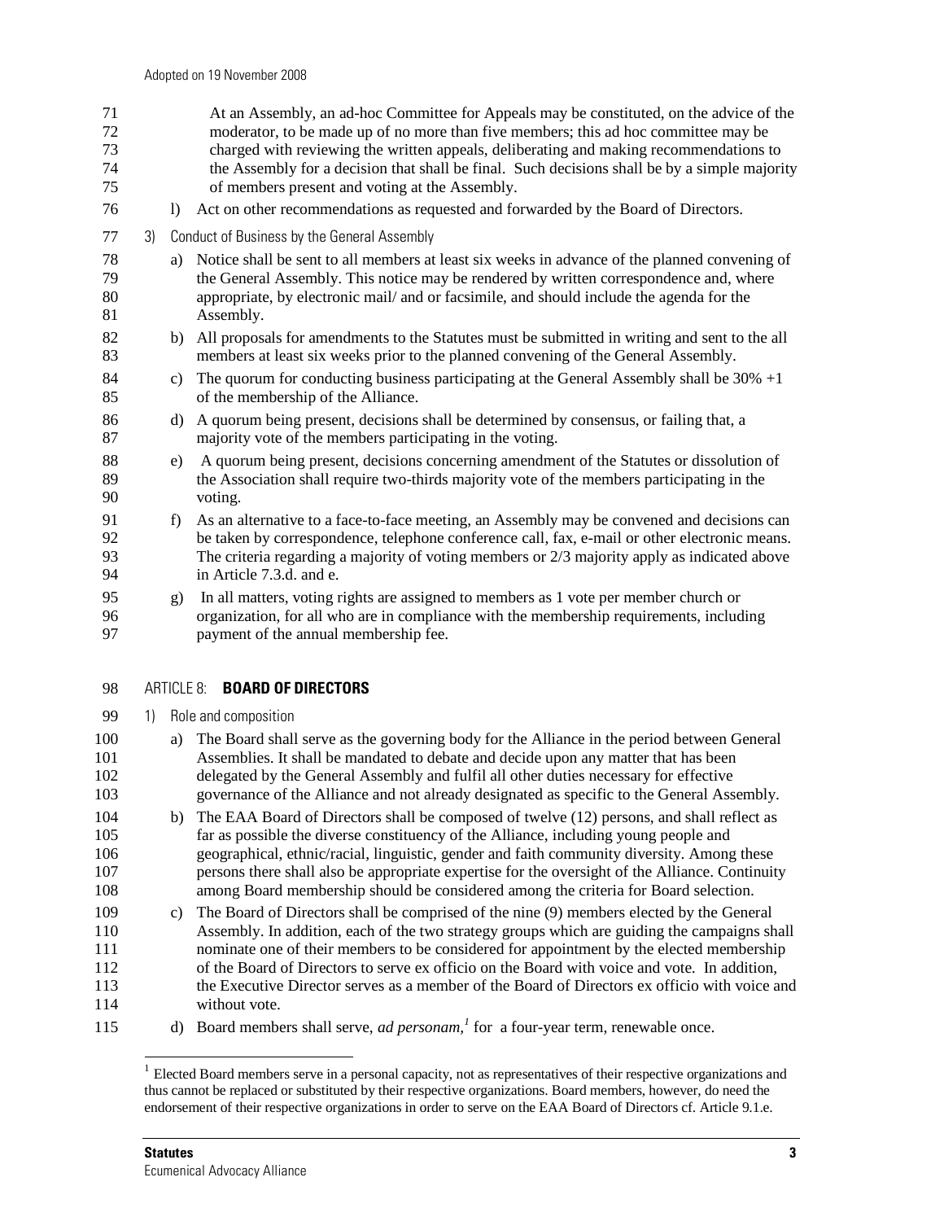At an Assembly, an ad-hoc Committee for Appeals may be constituted, on the advice of the moderator, to be made up of no more than five members; this ad hoc committee may be charged with reviewing the written appeals, deliberating and making recommendations to the Assembly for a decision that shall be final. Such decisions shall be by a simple majority of members present and voting at the Assembly.

l) Act on other recommendations as requested and forwarded by the Board of Directors.

3) Conduct of Business by the General Assembly

a) Notice shall be sent to all members at least six weeks in advance of the planned convening of the General Assembly. This notice may be rendered by written correspondence and, where appropriate, by electronic mail/ and or facsimile, and should include the agenda for the Assembly.

b) All proposals for amendments to the Statutes must be submitted in writing and sent to the all members at least six weeks prior to the planned convening of the General Assembly.

c) The quorum for conducting business participating at the General Assembly shall be 30% +1 of the membership of the Alliance.

d) A quorum being present, decisions shall be determined by consensus, or failing that, a majority vote of the members participating in the voting.

e) A quorum being present, decisions concerning amendment of the Statutes or dissolution of the Association shall require two-thirds majority vote of the members participating in the voting.

f) As an alternative to a face-to-face meeting, an Assembly may be convened and decisions can be taken by correspondence, telephone conference call, fax, e-mail or other electronic means. The criteria regarding a majority of voting members or 2/3 majority apply as indicated above in Article 7.3.d. and e.

g) In all matters, voting rights are assigned to members as 1 vote per member church or organization, for all who are in compliance with the membership requirements, including payment of the annual membership fee.

## ARTICLE 8: **BOARD OF DIRECTORS**

1) Role and composition

a) The Board shall serve as the governing body for the Alliance in the period between General Assemblies. It shall be mandated to debate and decide upon any matter that has been delegated by the General Assembly and fulfil all other duties necessary for effective governance of the Alliance and not already designated as specific to the General Assembly.

b) The EAA Board of Directors shall be composed of twelve (12) persons, and shall reflect as far as possible the diverse constituency of the Alliance, including young people and geographical, ethnic/racial, linguistic, gender and faith community diversity. Among these persons there shall also be appropriate expertise for the oversight of the Alliance. Continuity among Board membership should be considered among the criteria for Board selection.

c) The Board of Directors shall be comprised of the nine (9) members elected by the General Assembly. In addition, each of the two strategy groups which are guiding the campaigns shall nominate one of their members to be considered for appointment by the elected membership of the Board of Directors to serve ex officio on the Board with voice and vote. In addition, the Executive Director serves as a member of the Board of Directors ex officio with voice and without vote.

d) Board members shall serve, *ad personam,*[1] for a four-year term, renewable once.

[1] Elected Board members serve in a personal capacity, not as representatives of their respective organizations and thus cannot be replaced or substituted by their respective organizations. Board members, however, do need the endorsement of their respective organizations in order to serve on the EAA Board of Directors cf. Article 9.1.e.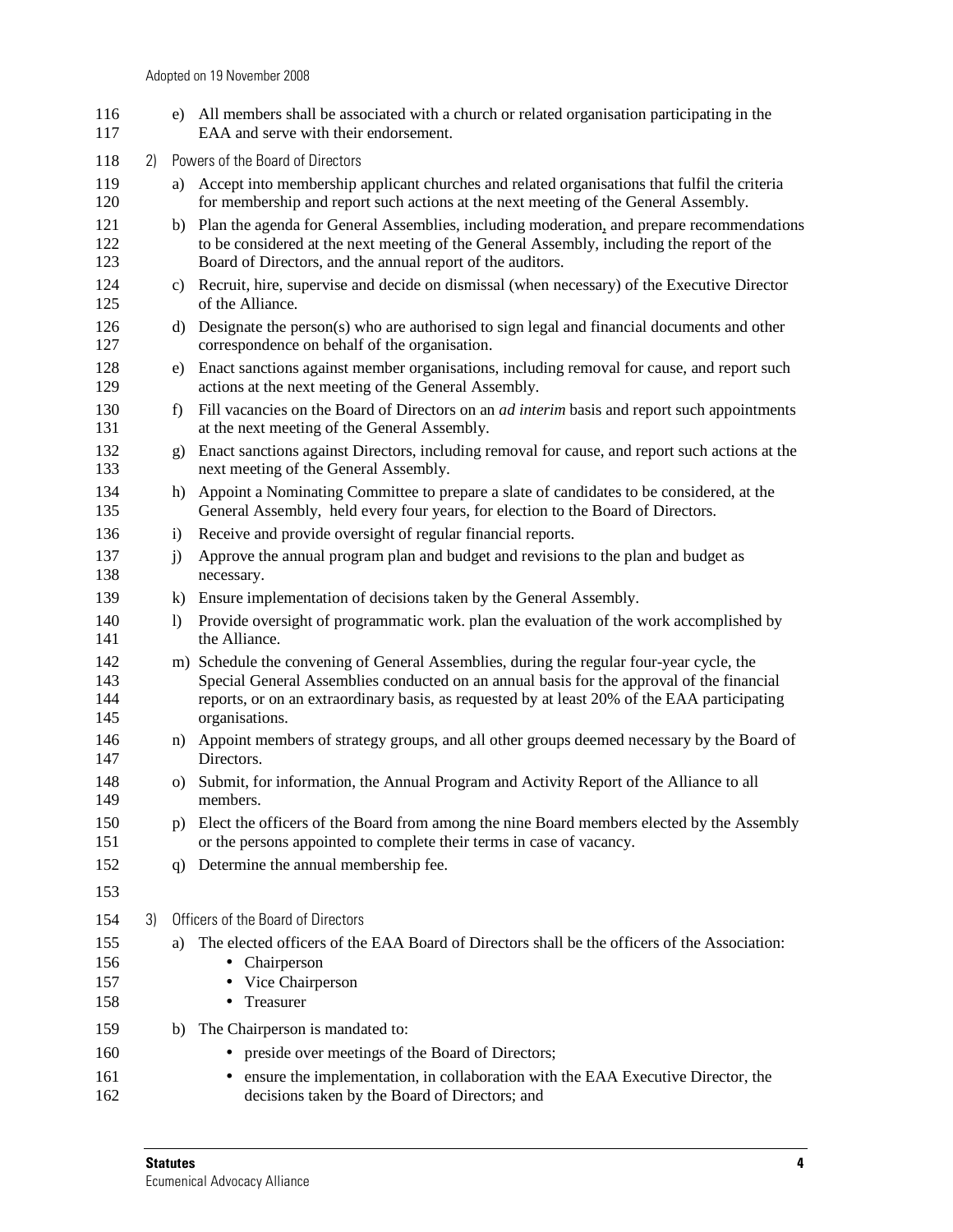e) All members shall be associated with a church or related organisation participating in the EAA and serve with their endorsement.

2) Powers of the Board of Directors

a) Accept into membership applicant churches and related organisations that fulfil the criteria for membership and report such actions at the next meeting of the General Assembly.

b) Plan the agenda for General Assemblies, including moderation, and prepare recommendations to be considered at the next meeting of the General Assembly, including the report of the Board of Directors, and the annual report of the auditors.

c) Recruit, hire, supervise and decide on dismissal (when necessary) of the Executive Director of the Alliance.

d) Designate the person(s) who are authorised to sign legal and financial documents and other correspondence on behalf of the organisation.

e) Enact sanctions against member organisations, including removal for cause, and report such actions at the next meeting of the General Assembly.

f) Fill vacancies on the Board of Directors on an *ad interim* basis and report such appointments at the next meeting of the General Assembly.

g) Enact sanctions against Directors, including removal for cause, and report such actions at the next meeting of the General Assembly.

h) Appoint a Nominating Committee to prepare a slate of candidates to be considered, at the General Assembly, held every four years, for election to the Board of Directors.

i) Receive and provide oversight of regular financial reports.

j) Approve the annual program plan and budget and revisions to the plan and budget as necessary.

k) Ensure implementation of decisions taken by the General Assembly.

l) Provide oversight of programmatic work. plan the evaluation of the work accomplished by the Alliance.

m) Schedule the convening of General Assemblies, during the regular four-year cycle, the Special General Assemblies conducted on an annual basis for the approval of the financial reports, or on an extraordinary basis, as requested by at least 20% of the EAA participating organisations.

n) Appoint members of strategy groups, and all other groups deemed necessary by the Board of Directors.

o) Submit, for information, the Annual Program and Activity Report of the Alliance to all members.

p) Elect the officers of the Board from among the nine Board members elected by the Assembly or the persons appointed to complete their terms in case of vacancy.

q) Determine the annual membership fee.

3) Officers of the Board of Directors

a) The elected officers of the EAA Board of Directors shall be the officers of the Association:
   - Chairperson
   - Vice Chairperson
   - Treasurer

b) The Chairperson is mandated to:
   - preside over meetings of the Board of Directors;
   - ensure the implementation, in collaboration with the EAA Executive Director, the decisions taken by the Board of Directors; and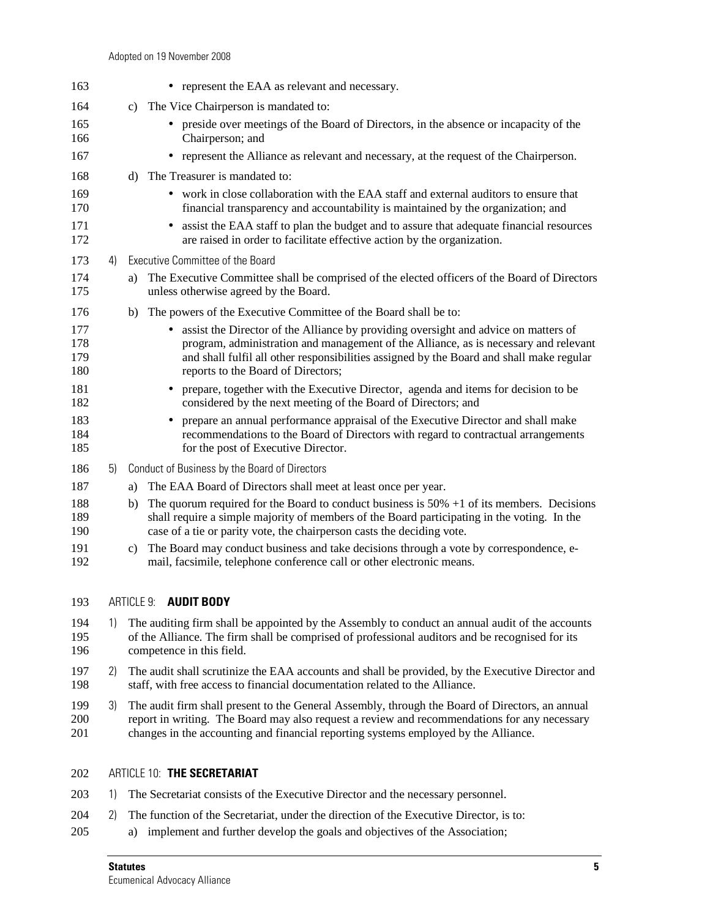- represent the EAA as relevant and necessary.

c) The Vice Chairperson is mandated to:

- preside over meetings of the Board of Directors, in the absence or incapacity of the Chairperson; and
- represent the Alliance as relevant and necessary, at the request of the Chairperson.

d) The Treasurer is mandated to:

- work in close collaboration with the EAA staff and external auditors to ensure that financial transparency and accountability is maintained by the organization; and
- assist the EAA staff to plan the budget and to assure that adequate financial resources are raised in order to facilitate effective action by the organization.

4) Executive Committee of the Board

a) The Executive Committee shall be comprised of the elected officers of the Board of Directors unless otherwise agreed by the Board.

b) The powers of the Executive Committee of the Board shall be to:

- assist the Director of the Alliance by providing oversight and advice on matters of program, administration and management of the Alliance, as is necessary and relevant and shall fulfil all other responsibilities assigned by the Board and shall make regular reports to the Board of Directors;
- prepare, together with the Executive Director, agenda and items for decision to be considered by the next meeting of the Board of Directors; and
- prepare an annual performance appraisal of the Executive Director and shall make recommendations to the Board of Directors with regard to contractual arrangements for the post of Executive Director.

5) Conduct of Business by the Board of Directors

a) The EAA Board of Directors shall meet at least once per year.

b) The quorum required for the Board to conduct business is 50% +1 of its members. Decisions shall require a simple majority of members of the Board participating in the voting. In the case of a tie or parity vote, the chairperson casts the deciding vote.

c) The Board may conduct business and take decisions through a vote by correspondence, e-mail, facsimile, telephone conference call or other electronic means.

## ARTICLE 9: **AUDIT BODY**

1) The auditing firm shall be appointed by the Assembly to conduct an annual audit of the accounts of the Alliance. The firm shall be comprised of professional auditors and be recognised for its competence in this field.

2) The audit shall scrutinize the EAA accounts and shall be provided, by the Executive Director and staff, with free access to financial documentation related to the Alliance.

3) The audit firm shall present to the General Assembly, through the Board of Directors, an annual report in writing. The Board may also request a review and recommendations for any necessary changes in the accounting and financial reporting systems employed by the Alliance.

## ARTICLE 10: **THE SECRETARIAT**

1) The Secretariat consists of the Executive Director and the necessary personnel.

2) The function of the Secretariat, under the direction of the Executive Director, is to:

a) implement and further develop the goals and objectives of the Association;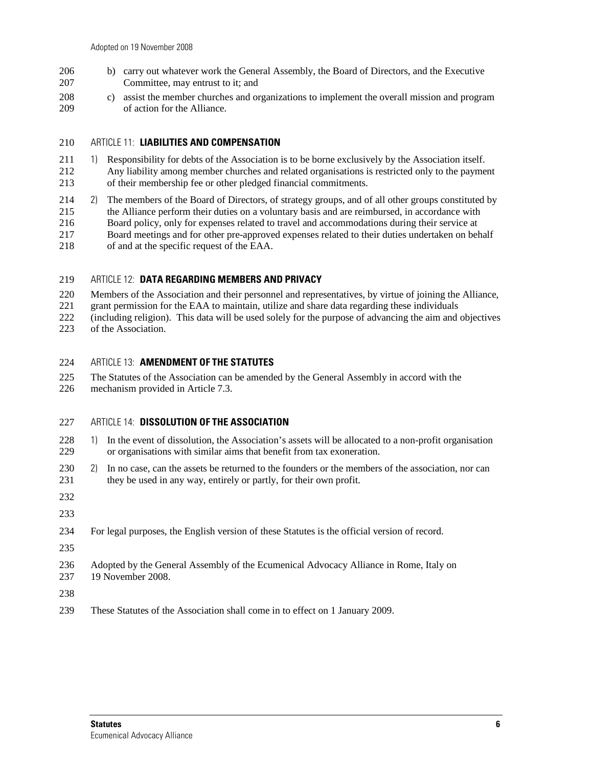b) carry out whatever work the General Assembly, the Board of Directors, and the Executive Committee, may entrust to it; and

c) assist the member churches and organizations to implement the overall mission and program of action for the Alliance.

## ARTICLE 11: **LIABILITIES AND COMPENSATION**

1) Responsibility for debts of the Association is to be borne exclusively by the Association itself. Any liability among member churches and related organisations is restricted only to the payment of their membership fee or other pledged financial commitments.

2) The members of the Board of Directors, of strategy groups, and of all other groups constituted by the Alliance perform their duties on a voluntary basis and are reimbursed, in accordance with Board policy, only for expenses related to travel and accommodations during their service at Board meetings and for other pre-approved expenses related to their duties undertaken on behalf of and at the specific request of the EAA.

## ARTICLE 12: **DATA REGARDING MEMBERS AND PRIVACY**

Members of the Association and their personnel and representatives, by virtue of joining the Alliance, grant permission for the EAA to maintain, utilize and share data regarding these individuals (including religion). This data will be used solely for the purpose of advancing the aim and objectives of the Association.

## ARTICLE 13: **AMENDMENT OF THE STATUTES**

The Statutes of the Association can be amended by the General Assembly in accord with the mechanism provided in Article 7.3.

## ARTICLE 14: **DISSOLUTION OF THE ASSOCIATION**

1) In the event of dissolution, the Association's assets will be allocated to a non-profit organisation or organisations with similar aims that benefit from tax exoneration.

2) In no case, can the assets be returned to the founders or the members of the association, nor can they be used in any way, entirely or partly, for their own profit.

For legal purposes, the English version of these Statutes is the official version of record.

Adopted by the General Assembly of the Ecumenical Advocacy Alliance in Rome, Italy on 19 November 2008.

These Statutes of the Association shall come in to effect on 1 January 2009.